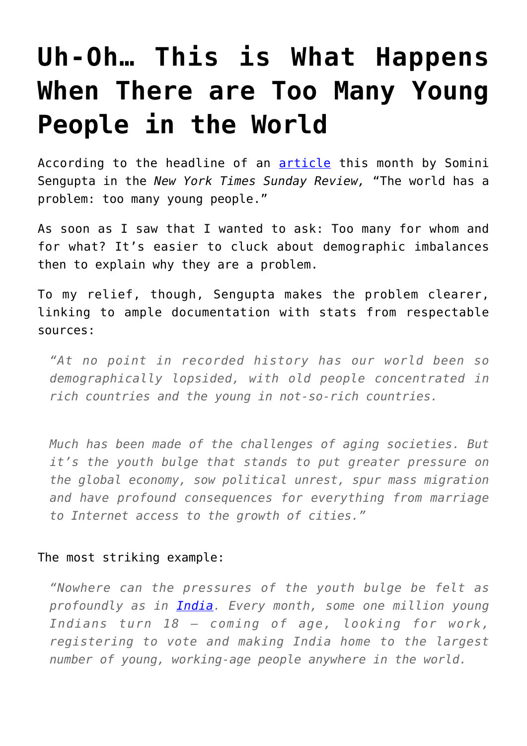# Uh-Oh… This is What Happens When There are Too Many Young People in the World

According to the headline of an article this month by Somini Sengupta in the *New York Times Sunday Review,* "The world has a problem: too many young people."

As soon as I saw that I wanted to ask: Too many for whom and for what? It's easier to cluck about demographic imbalances then to explain why they are a problem.

To my relief, though, Sengupta makes the problem clearer, linking to ample documentation with stats from respectable sources:

> *"At no point in recorded history has our world been so demographically lopsided, with old people concentrated in rich countries and the young in not-so-rich countries.*
>
> *Much has been made of the challenges of aging societies. But it's the youth bulge that stands to put greater pressure on the global economy, sow political unrest, spur mass migration and have profound consequences for everything from marriage to Internet access to the growth of cities."*

The most striking example:

> *"Nowhere can the pressures of the youth bulge be felt as profoundly as in India. Every month, some one million young Indians turn 18 — coming of age, looking for work, registering to vote and making India home to the largest number of young, working-age people anywhere in the world.*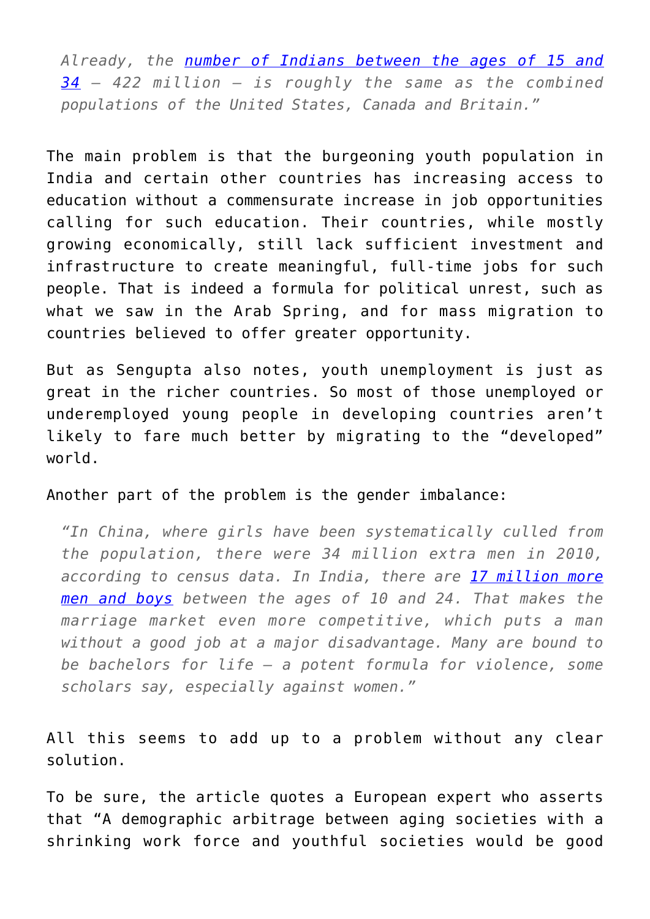> *Already, the [number of Indians between the ages of 15 and 34](#) – 422 million – is roughly the same as the combined populations of the United States, Canada and Britain."*

The main problem is that the burgeoning youth population in India and certain other countries has increasing access to education without a commensurate increase in job opportunities calling for such education. Their countries, while mostly growing economically, still lack sufficient investment and infrastructure to create meaningful, full-time jobs for such people. That is indeed a formula for political unrest, such as what we saw in the Arab Spring, and for mass migration to countries believed to offer greater opportunity.

But as Sengupta also notes, youth unemployment is just as great in the richer countries. So most of those unemployed or underemployed young people in developing countries aren't likely to fare much better by migrating to the "developed" world.

Another part of the problem is the gender imbalance:

> *"In China, where girls have been systematically culled from the population, there were 34 million extra men in 2010, according to census data. In India, there are [17 million more men and boys](#) between the ages of 10 and 24. That makes the marriage market even more competitive, which puts a man without a good job at a major disadvantage. Many are bound to be bachelors for life – a potent formula for violence, some scholars say, especially against women."*

All this seems to add up to a problem without any clear solution.

To be sure, the article quotes a European expert who asserts that "A demographic arbitrage between aging societies with a shrinking work force and youthful societies would be good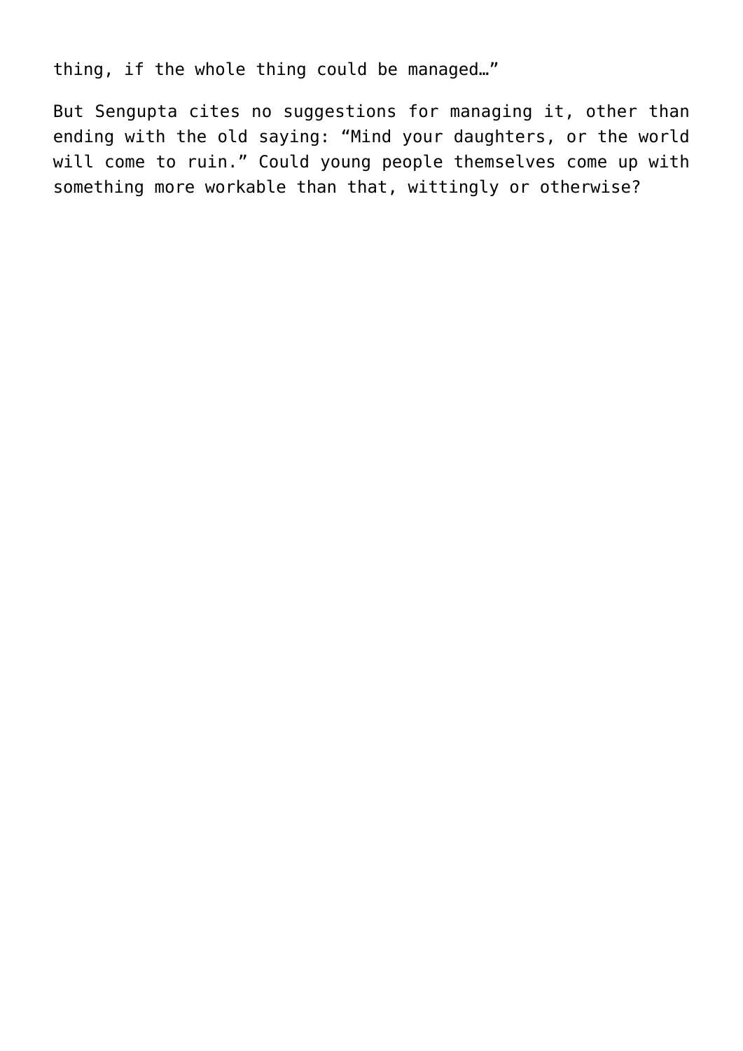thing, if the whole thing could be managed…"

But Sengupta cites no suggestions for managing it, other than ending with the old saying: "Mind your daughters, or the world will come to ruin." Could young people themselves come up with something more workable than that, wittingly or otherwise?